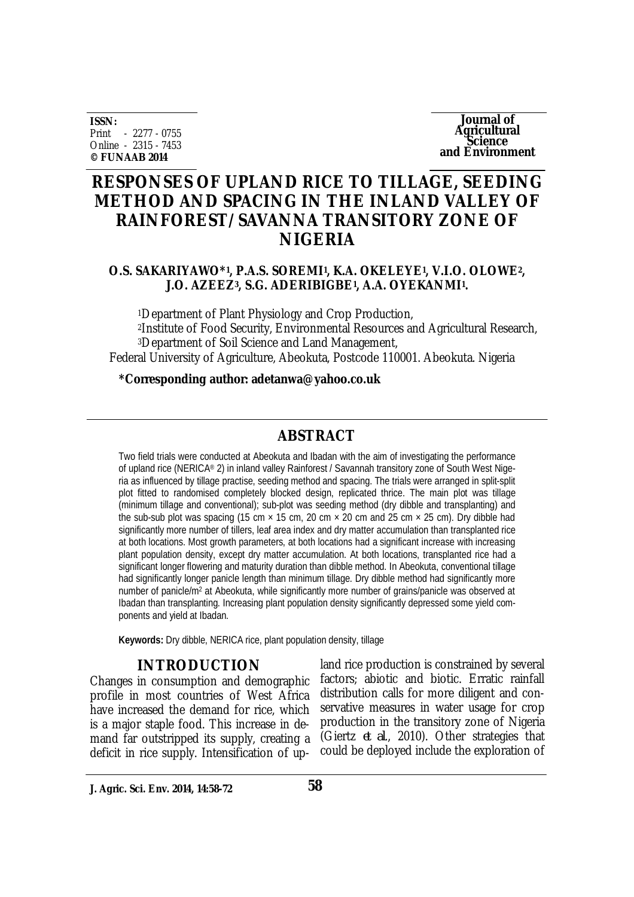**ISSN:**
Print - 2277 - 0755
Online - 2315 - 7453
**© FUNAAB 2014**

**Journal of Agricultural Science and Environment**

# RESPONSES OF UPLAND RICE TO TILLAGE, SEEDING METHOD AND SPACING IN THE INLAND VALLEY OF RAINFOREST/SAVANNA TRANSITORY ZONE OF NIGERIA

**O.S. SAKARIYAWO*[1], P.A.S. SOREMI[1], K.A. OKELEYE[1], V.I.O. OLOWE[2], J.O. AZEEZ[3], S.G. ADERIBIGBE[1], A.A. OYEKANMI[1].**

[1]Department of Plant Physiology and Crop Production,
[2]Institute of Food Security, Environmental Resources and Agricultural Research,
[3]Department of Soil Science and Land Management,
Federal University of Agriculture, Abeokuta, Postcode 110001. Abeokuta. Nigeria

**\*Corresponding author: adetanwa@yahoo.co.uk**

## ABSTRACT

Two field trials were conducted at Abeokuta and Ibadan with the aim of investigating the performance of upland rice (NERICA® 2) in inland valley Rainforest / Savannah transitory zone of South West Nigeria as influenced by tillage practise, seeding method and spacing. The trials were arranged in split-split plot fitted to randomised completely blocked design, replicated thrice. The main plot was tillage (minimum tillage and conventional); sub-plot was seeding method (dry dibble and transplanting) and the sub-sub plot was spacing (15 cm × 15 cm, 20 cm × 20 cm and 25 cm × 25 cm). Dry dibble had significantly more number of tillers, leaf area index and dry matter accumulation than transplanted rice at both locations. Most growth parameters, at both locations had a significant increase with increasing plant population density, except dry matter accumulation. At both locations, transplanted rice had a significant longer flowering and maturity duration than dibble method. In Abeokuta, conventional tillage had significantly longer panicle length than minimum tillage. Dry dibble method had significantly more number of panicle/m$^2$ at Abeokuta, while significantly more number of grains/panicle was observed at Ibadan than transplanting. Increasing plant population density significantly depressed some yield components and yield at Ibadan.

**Keywords:** Dry dibble, NERICA rice, plant population density, tillage

## INTRODUCTION

Changes in consumption and demographic profile in most countries of West Africa have increased the demand for rice, which is a major staple food. This increase in demand far outstripped its supply, creating a deficit in rice supply. Intensification of upland rice production is constrained by several factors; abiotic and biotic. Erratic rainfall distribution calls for more diligent and conservative measures in water usage for crop production in the transitory zone of Nigeria (Giertz *et al.*, 2010). Other strategies that could be deployed include the exploration of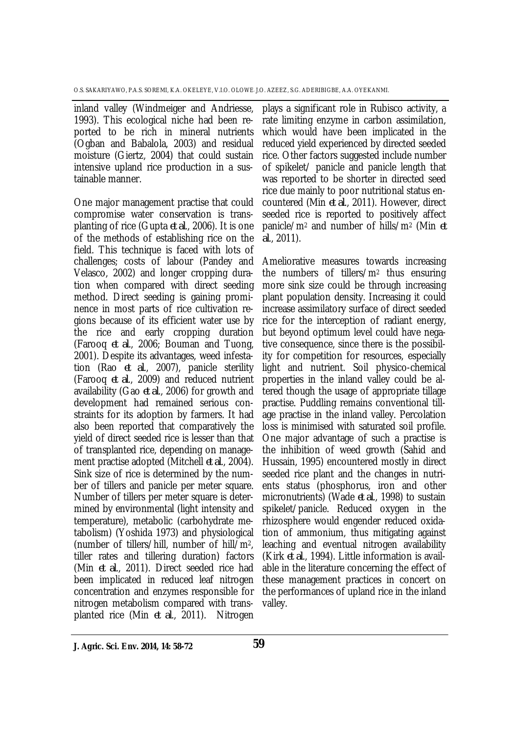inland valley (Windmeiger and Andriesse, 1993). This ecological niche had been reported to be rich in mineral nutrients (Ogban and Babalola, 2003) and residual moisture (Giertz, 2004) that could sustain intensive upland rice production in a sustainable manner.

One major management practise that could compromise water conservation is transplanting of rice (Gupta *et al.*, 2006). It is one of the methods of establishing rice on the field. This technique is faced with lots of challenges; costs of labour (Pandey and Velasco, 2002) and longer cropping duration when compared with direct seeding method. Direct seeding is gaining prominence in most parts of rice cultivation regions because of its efficient water use by the rice and early cropping duration (Farooq *et al.*, 2006; Bouman and Tuong, 2001). Despite its advantages, weed infestation (Rao *et al.*, 2007), panicle sterility (Farooq *et al.*, 2009) and reduced nutrient availability (Gao *et al.*, 2006) for growth and development had remained serious constraints for its adoption by farmers. It had also been reported that comparatively the yield of direct seeded rice is lesser than that of transplanted rice, depending on management practise adopted (Mitchell *et al.*, 2004). Sink size of rice is determined by the number of tillers and panicle per meter square. Number of tillers per meter square is determined by environmental (light intensity and temperature), metabolic (carbohydrate metabolism) (Yoshida 1973) and physiological (number of tillers/hill, number of hill/$m^2$, tiller rates and tillering duration) factors (Min *et al.*, 2011). Direct seeded rice had been implicated in reduced leaf nitrogen concentration and enzymes responsible for nitrogen metabolism compared with transplanted rice (Min *et al.*, 2011). Nitrogen plays a significant role in Rubisco activity, a rate limiting enzyme in carbon assimilation, which would have been implicated in the reduced yield experienced by directed seeded rice. Other factors suggested include number of spikelet/ panicle and panicle length that was reported to be shorter in directed seed rice due mainly to poor nutritional status encountered (Min *et al.*, 2011). However, direct seeded rice is reported to positively affect panicle/$m^2$ and number of hills/$m^2$ (Min *et al.*, 2011).

Ameliorative measures towards increasing the numbers of tillers/$m^2$ thus ensuring more sink size could be through increasing plant population density. Increasing it could increase assimilatory surface of direct seeded rice for the interception of radiant energy, but beyond optimum level could have negative consequence, since there is the possibility for competition for resources, especially light and nutrient. Soil physico-chemical properties in the inland valley could be altered though the usage of appropriate tillage practise. Puddling remains conventional tillage practise in the inland valley. Percolation loss is minimised with saturated soil profile. One major advantage of such a practise is the inhibition of weed growth (Sahid and Hussain, 1995) encountered mostly in direct seeded rice plant and the changes in nutrients status (phosphorus, iron and other micronutrients) (Wade *et al.*, 1998) to sustain spikelet/panicle. Reduced oxygen in the rhizosphere would engender reduced oxidation of ammonium, thus mitigating against leaching and eventual nitrogen availability (Kirk *et al.*, 1994). Little information is available in the literature concerning the effect of these management practices in concert on the performances of upland rice in the inland valley.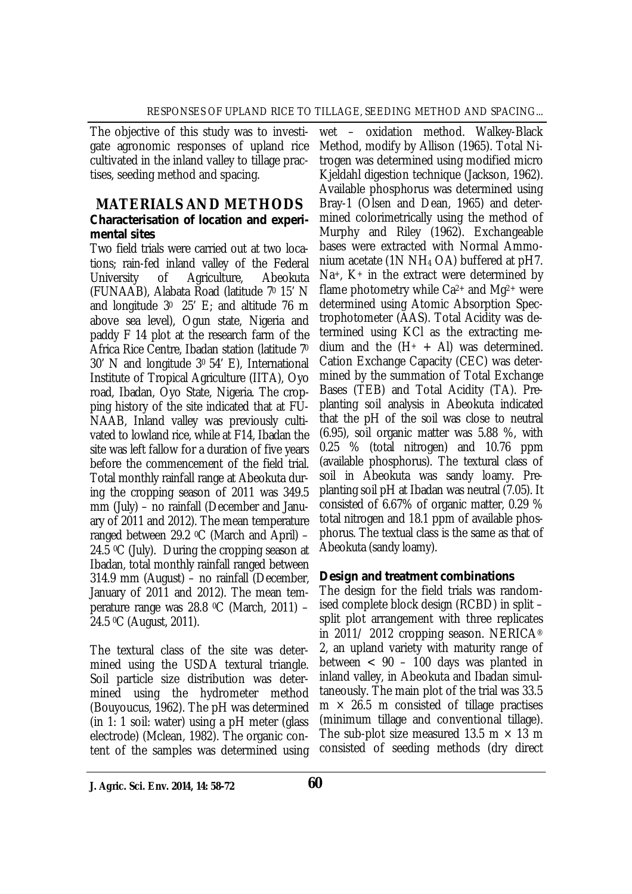The objective of this study was to investigate agronomic responses of upland rice cultivated in the inland valley to tillage practises, seeding method and spacing.

## MATERIALS AND METHODS

### Characterisation of location and experimental sites

Two field trials were carried out at two locations; rain-fed inland valley of the Federal University of Agriculture, Abeokuta (FUNAAB), Alabata Road (latitude $7^0$ 15' N and longitude $3^0$ 25' E; and altitude 76 m above sea level), Ogun state, Nigeria and paddy F 14 plot at the research farm of the Africa Rice Centre, Ibadan station (latitude $7^0$ 30' N and longitude $3^0$ 54' E), International Institute of Tropical Agriculture (IITA), Oyo road, Ibadan, Oyo State, Nigeria. The cropping history of the site indicated that at FUNAAB, Inland valley was previously cultivated to lowland rice, while at F14, Ibadan the site was left fallow for a duration of five years before the commencement of the field trial. Total monthly rainfall range at Abeokuta during the cropping season of 2011 was 349.5 mm (July) – no rainfall (December and January of 2011 and 2012). The mean temperature ranged between 29.2 $^0$C (March and April) – 24.5 $^0$C (July). During the cropping season at Ibadan, total monthly rainfall ranged between 314.9 mm (August) – no rainfall (December, January of 2011 and 2012). The mean temperature range was 28.8 $^0$C (March, 2011) – 24.5 $^0$C (August, 2011).

The textural class of the site was determined using the USDA textural triangle. Soil particle size distribution was determined using the hydrometer method (Bouyoucus, 1962). The pH was determined (in 1: 1 soil: water) using a pH meter (glass electrode) (Mclean, 1982). The organic content of the samples was determined using wet – oxidation method. Walkey-Black Method, modify by Allison (1965). Total Nitrogen was determined using modified micro Kjeldahl digestion technique (Jackson, 1962). Available phosphorus was determined using Bray-1 (Olsen and Dean, 1965) and determined colorimetrically using the method of Murphy and Riley (1962). Exchangeable bases were extracted with Normal Ammonium acetate (1N $NH_4$ OA) buffered at pH7. $Na^+$, $K^+$ in the extract were determined by flame photometry while $Ca^{2+}$ and $Mg^{2+}$ were determined using Atomic Absorption Spectrophotometer (AAS). Total Acidity was determined using KCl as the extracting medium and the ($H^+$ + Al) was determined. Cation Exchange Capacity (CEC) was determined by the summation of Total Exchange Bases (TEB) and Total Acidity (TA). Pre-planting soil analysis in Abeokuta indicated that the pH of the soil was close to neutral (6.95), soil organic matter was 5.88 %, with 0.25 % (total nitrogen) and 10.76 ppm (available phosphorus). The textural class of soil in Abeokuta was sandy loamy. Pre-planting soil pH at Ibadan was neutral (7.05). It consisted of 6.67% of organic matter, 0.29 % total nitrogen and 18.1 ppm of available phosphorus. The textual class is the same as that of Abeokuta (sandy loamy).

### Design and treatment combinations

The design for the field trials was randomised complete block design (RCBD) in split – split plot arrangement with three replicates in 2011/ 2012 cropping season. NERICA® 2, an upland variety with maturity range of between < 90 – 100 days was planted in inland valley, in Abeokuta and Ibadan simultaneously. The main plot of the trial was 33.5 m × 26.5 m consisted of tillage practises (minimum tillage and conventional tillage). The sub-plot size measured 13.5 m × 13 m consisted of seeding methods (dry direct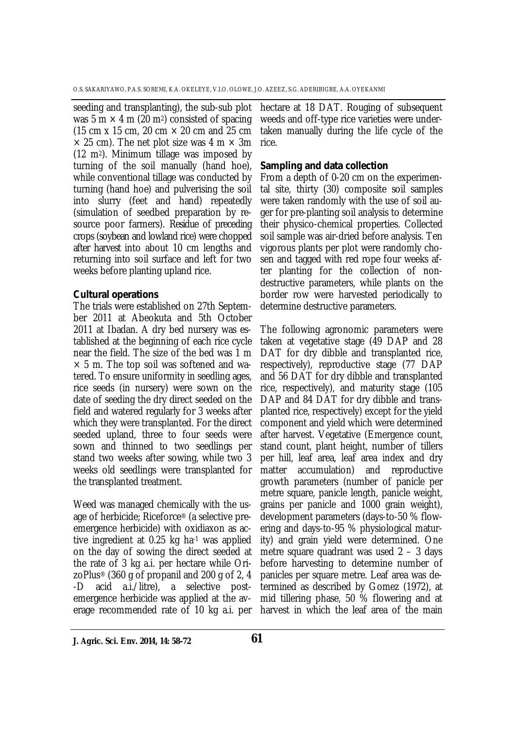seeding and transplanting), the sub-sub plot was 5 m × 4 m (20 $m^2$) consisted of spacing (15 cm x 15 cm, 20 cm × 20 cm and 25 cm × 25 cm). The net plot size was 4 m × 3m (12 $m^2$). Minimum tillage was imposed by turning of the soil manually (hand hoe), while conventional tillage was conducted by turning (hand hoe) and pulverising the soil into slurry (feet and hand) repeatedly (simulation of seedbed preparation by resource poor farmers). Residue of preceding crops (soybean and lowland rice) were chopped after harvest into about 10 cm lengths and returning into soil surface and left for two weeks before planting upland rice.

### Cultural operations

The trials were established on 27th September 2011 at Abeokuta and 5th October 2011 at Ibadan. A dry bed nursery was established at the beginning of each rice cycle near the field. The size of the bed was 1 m × 5 m. The top soil was softened and watered. To ensure uniformity in seedling ages, rice seeds (in nursery) were sown on the date of seeding the dry direct seeded on the field and watered regularly for 3 weeks after which they were transplanted. For the direct seeded upland, three to four seeds were sown and thinned to two seedlings per stand two weeks after sowing, while two 3 weeks old seedlings were transplanted for the transplanted treatment.

Weed was managed chemically with the usage of herbicide; Riceforce® (a selective pre-emergence herbicide) with oxidiaxon as active ingredient at 0.25 kg $ha^{-1}$ was applied on the day of sowing the direct seeded at the rate of 3 kg a.i. per hectare while OrizoPlus® (360 g of propanil and 200 g of 2, 4 -D acid a.i./litre), a selective post-emergence herbicide was applied at the average recommended rate of 10 kg a.i. per hectare at 18 DAT. Rouging of subsequent weeds and off-type rice varieties were undertaken manually during the life cycle of the rice.

### Sampling and data collection

From a depth of 0-20 cm on the experimental site, thirty (30) composite soil samples were taken randomly with the use of soil auger for pre-planting soil analysis to determine their physico-chemical properties. Collected soil sample was air-dried before analysis. Ten vigorous plants per plot were randomly chosen and tagged with red rope four weeks after planting for the collection of non-destructive parameters, while plants on the border row were harvested periodically to determine destructive parameters.

The following agronomic parameters were taken at vegetative stage (49 DAP and 28 DAT for dry dibble and transplanted rice, respectively), reproductive stage (77 DAP and 56 DAT for dry dibble and transplanted rice, respectively), and maturity stage (105 DAP and 84 DAT for dry dibble and transplanted rice, respectively) except for the yield component and yield which were determined after harvest. Vegetative (Emergence count, stand count, plant height, number of tillers per hill, leaf area, leaf area index and dry matter accumulation) and reproductive growth parameters (number of panicle per metre square, panicle length, panicle weight, grains per panicle and 1000 grain weight), development parameters (days-to-50 % flowering and days-to-95 % physiological maturity) and grain yield were determined. One metre square quadrant was used 2 – 3 days before harvesting to determine number of panicles per square metre. Leaf area was determined as described by Gomez (1972), at mid tillering phase, 50 % flowering and at harvest in which the leaf area of the main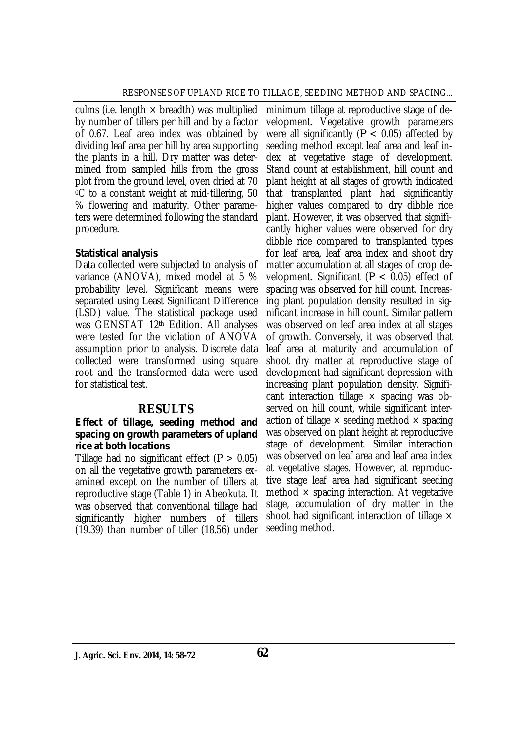culms (i.e. length × breadth) was multiplied by number of tillers per hill and by a factor of 0.67. Leaf area index was obtained by dividing leaf area per hill by area supporting the plants in a hill. Dry matter was determined from sampled hills from the gross plot from the ground level, oven dried at 70 $^{0}$C to a constant weight at mid-tillering, 50 % flowering and maturity. Other parameters were determined following the standard procedure.

**Statistical analysis**

Data collected were subjected to analysis of variance (ANOVA), mixed model at 5 % probability level. Significant means were separated using Least Significant Difference (LSD) value. The statistical package used was GENSTAT 12$^{th}$ Edition. All analyses were tested for the violation of ANOVA assumption prior to analysis. Discrete data collected were transformed using square root and the transformed data were used for statistical test.

## RESULTS

**Effect of tillage, seeding method and spacing on growth parameters of upland rice at both locations**

Tillage had no significant effect ($P > 0.05$) on all the vegetative growth parameters examined except on the number of tillers at reproductive stage (Table 1) in Abeokuta. It was observed that conventional tillage had significantly higher numbers of tillers (19.39) than number of tiller (18.56) under minimum tillage at reproductive stage of development. Vegetative growth parameters were all significantly ($P < 0.05$) affected by seeding method except leaf area and leaf index at vegetative stage of development. Stand count at establishment, hill count and plant height at all stages of growth indicated that transplanted plant had significantly higher values compared to dry dibble rice plant. However, it was observed that significantly higher values were observed for dry dibble rice compared to transplanted types for leaf area, leaf area index and shoot dry matter accumulation at all stages of crop development. Significant ($P < 0.05$) effect of spacing was observed for hill count. Increasing plant population density resulted in significant increase in hill count. Similar pattern was observed on leaf area index at all stages of growth. Conversely, it was observed that leaf area at maturity and accumulation of shoot dry matter at reproductive stage of development had significant depression with increasing plant population density. Significant interaction tillage × spacing was observed on hill count, while significant interaction of tillage × seeding method × spacing was observed on plant height at reproductive stage of development. Similar interaction was observed on leaf area and leaf area index at vegetative stages. However, at reproductive stage leaf area had significant seeding method × spacing interaction. At vegetative stage, accumulation of dry matter in the shoot had significant interaction of tillage × seeding method.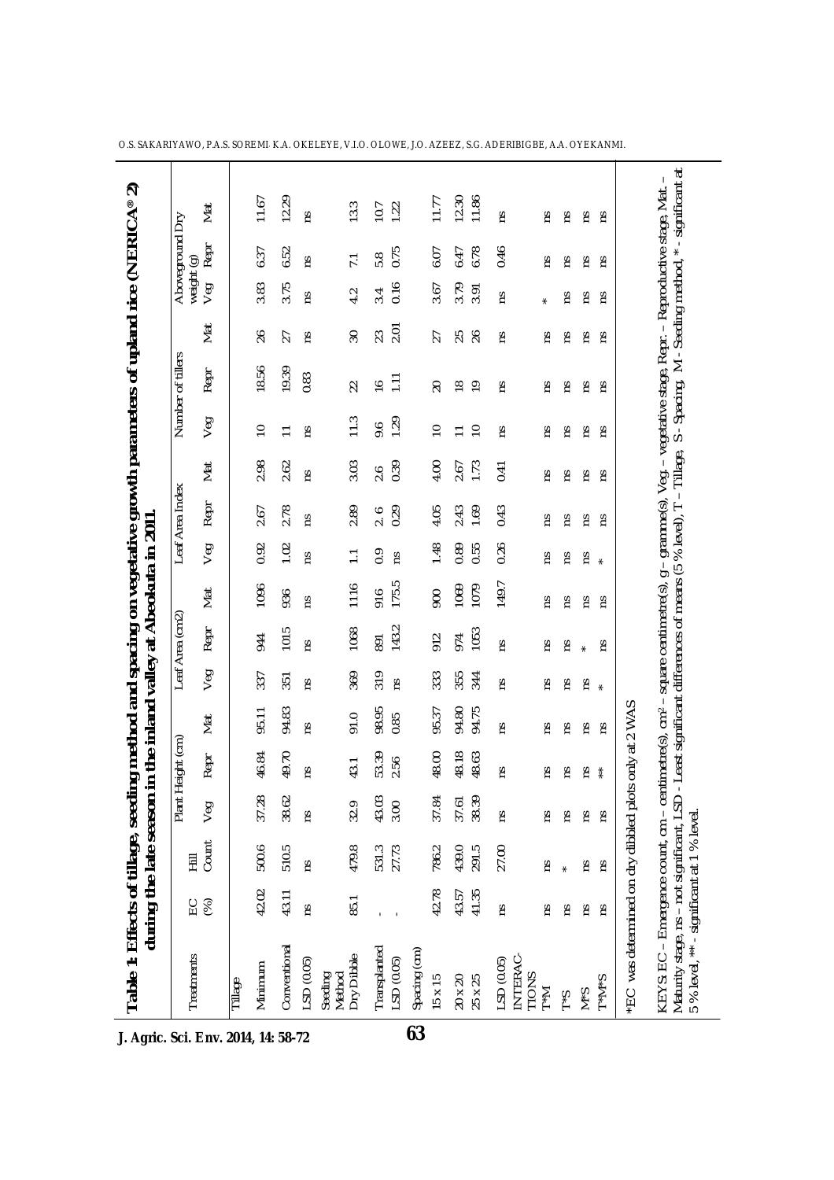**Table 1: Effects of tillage, seeding method and spacing on vegetative growth parameters of upland rice (NERICA® 2) during the late season in the inland valley at Abeokuta in 2011**

| Treatments | EC (%) | Hill Count | Plant Height (cm) | | | Leaf Area (cm2) | | | Leaf Area Index | | | Number of tillers | | | Aboveground Dry weight (g) | | |
|---|---|---|---|---|---|---|---|---|---|---|---|---|---|---|---|---|---|
| | | | Veg | Repr | Mat | Veg | Repr | Mat | Veg | Repr | Mat | Veg | Repr | Mat | Veg | Repr | Mat |
| Tillage | | | | | | | | | | | | | | | | | |
| Minimum | 42.02 | 500.6 | 37.28 | 46.84 | 95.11 | 337 | 944 | 1096 | 0.92 | 2.67 | 2.98 | 10 | 18.56 | 26 | 3.83 | 6.37 | 11.67 |
| Conventional | 43.11 | 510.5 | 38.62 | 49.70 | 94.83 | 351 | 1015 | 936 | 1.02 | 2.78 | 2.62 | 11 | 19.39 | 27 | 3.75 | 6.52 | 12.29 |
| LSD (0.05) | ns | ns | ns | ns | ns | ns | ns | ns | ns | ns | ns | ns | 0.83 | ns | ns | ns | ns |
| Seeding Method | | | | | | | | | | | | | | | | | |
| Dry Dibble | 85.1 | 479.8 | 32.9 | 43.1 | 91.0 | 369 | 1068 | 1116 | 1.1 | 2.89 | 3.03 | 11.3 | 22 | 30 | 4.2 | 7.1 | 13.3 |
| Transplanted | - | 531.3 | 43.03 | 53.39 | 98.95 | 319 | 891 | 916 | 0.9 | 2. 6 | 2.6 | 9.6 | 16 | 23 | 3.4 | 5.8 | 10.7 |
| LSD (0.05) | - | 27.73 | 3.00 | 2.56 | 0.85 | ns | 143.2 | 175.5 | ns | 0.29 | 0.39 | 1.29 | 1.11 | 2.01 | 0.16 | 0.75 | 1.22 |
| Spacing (cm) | | | | | | | | | | | | | | | | | |
| 15 x 15 | 42.78 | 786.2 | 37.84 | 48.00 | 95.37 | 333 | 912 | 900 | 1.48 | 4.05 | 4.00 | 10 | 20 | 27 | 3.67 | 6.07 | 11.77 |
| 20 x 20 | 43.57 | 439.0 | 37.61 | 48.18 | 94.80 | 355 | 974 | 1069 | 0.89 | 2.43 | 2.67 | 11 | 18 | 25 | 3.79 | 6.47 | 12.30 |
| 25 x 25 | 41.35 | 291.5 | 38.39 | 48.63 | 94.75 | 344 | 1053 | 1079 | 0.55 | 1.69 | 1.73 | 10 | 19 | 26 | 3.91 | 6.78 | 11.86 |
| LSD (0.05) | ns | 27.00 | ns | ns | ns | ns | ns | 149.7 | 0.26 | 0.43 | 0.41 | ns | ns | ns | ns | 0.46 | ns |
| INTERACTIONS | | | | | | | | | | | | | | | | | |
| T*M | ns | ns | ns | ns | ns | ns | ns | ns | ns | ns | ns | ns | ns | ns | * | ns | ns |
| T*S | ns | * | ns | ns | ns | ns | ns | ns | ns | ns | ns | ns | ns | ns | ns | ns | ns |
| M*S | ns | ns | ns | ns | ns | ns | * | ns | ns | ns | ns | ns | ns | ns | ns | ns | ns |
| T*M*S | ns | ns | ns | ** | ns | * | ns | ns | * | ns | ns | ns | ns | ns | ns | ns | ns |

*EC was determined on dry dibbled plots only at 2 WAS

KEYS: EC – Emergence count, cm – centimetre(s), cm$^2$ – square centimetre(s), g – gramme(s), Veg. – vegetative stage, Repr. – Reproductive stage, Mat. – Maturity stage, ns – not significant, LSD - Least significant differences of means (5 % level), T – Tillage, S - Spacing, M - Seeding method, * - significant at 5 % level, ** - significant at 1 % level.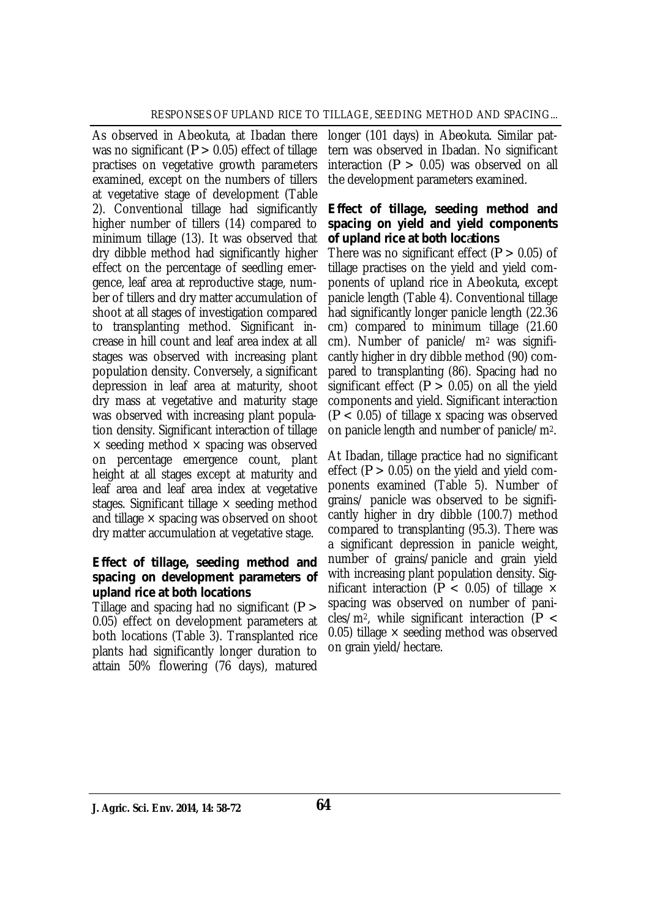As observed in Abeokuta, at Ibadan there was no significant ($P > 0.05$) effect of tillage practises on vegetative growth parameters examined, except on the numbers of tillers at vegetative stage of development (Table 2). Conventional tillage had significantly higher number of tillers (14) compared to minimum tillage (13). It was observed that dry dibble method had significantly higher effect on the percentage of seedling emergence, leaf area at reproductive stage, number of tillers and dry matter accumulation of shoot at all stages of investigation compared to transplanting method. Significant increase in hill count and leaf area index at all stages was observed with increasing plant population density. Conversely, a significant depression in leaf area at maturity, shoot dry mass at vegetative and maturity stage was observed with increasing plant population density. Significant interaction of tillage × seeding method × spacing was observed on percentage emergence count, plant height at all stages except at maturity and leaf area and leaf area index at vegetative stages. Significant tillage × seeding method and tillage × spacing was observed on shoot dry matter accumulation at vegetative stage.

**Effect of tillage, seeding method and spacing on development parameters of upland rice at both locations**

Tillage and spacing had no significant ($P > 0.05$) effect on development parameters at both locations (Table 3). Transplanted rice plants had significantly longer duration to attain 50% flowering (76 days), matured longer (101 days) in Abeokuta. Similar pattern was observed in Ibadan. No significant interaction ($P > 0.05$) was observed on all the development parameters examined.

**Effect of tillage, seeding method and spacing on yield and yield components of upland rice at both locations**

There was no significant effect ($P > 0.05$) of tillage practises on the yield and yield components of upland rice in Abeokuta, except panicle length (Table 4). Conventional tillage had significantly longer panicle length (22.36 cm) compared to minimum tillage (21.60 cm). Number of panicle/ $m^2$ was significantly higher in dry dibble method (90) compared to transplanting (86). Spacing had no significant effect ($P > 0.05$) on all the yield components and yield. Significant interaction ($P < 0.05$) of tillage x spacing was observed on panicle length and number of panicle/$m^2$.

At Ibadan, tillage practice had no significant effect ($P > 0.05$) on the yield and yield components examined (Table 5). Number of grains/ panicle was observed to be significantly higher in dry dibble (100.7) method compared to transplanting (95.3). There was a significant depression in panicle weight, number of grains/panicle and grain yield with increasing plant population density. Significant interaction ($P < 0.05$) of tillage × spacing was observed on number of panicles/$m^2$, while significant interaction ($P < 0.05$) tillage × seeding method was observed on grain yield/hectare.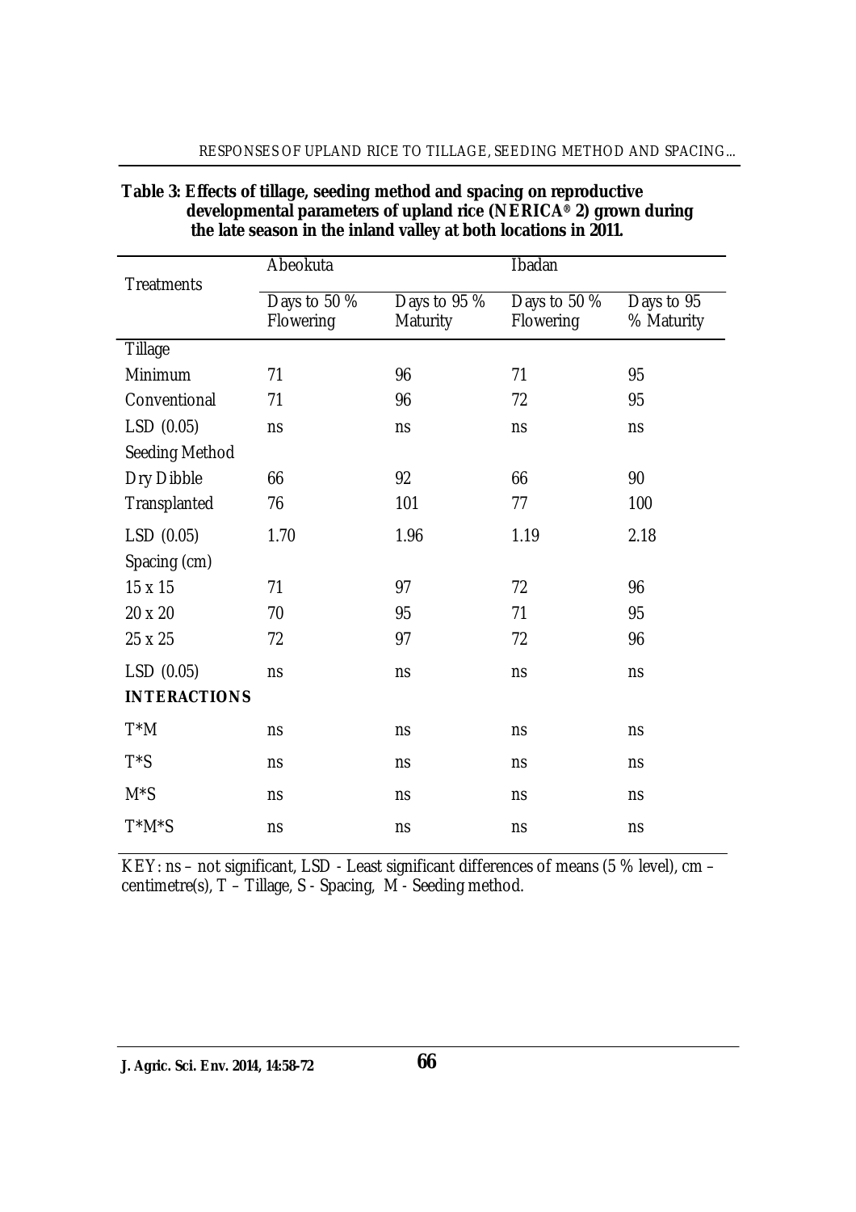**Table 3: Effects of tillage, seeding method and spacing on reproductive developmental parameters of upland rice (NERICA® 2) grown during the late season in the inland valley at both locations in 2011.**

| Treatments | Abeokuta | | Ibadan | |
|---|---|---|---|---|
| | Days to 50 % Flowering | Days to 95 % Maturity | Days to 50 % Flowering | Days to 95 % Maturity |
| Tillage | | | | |
| Minimum | 71 | 96 | 71 | 95 |
| Conventional | 71 | 96 | 72 | 95 |
| LSD (0.05) | ns | ns | ns | ns |
| Seeding Method | | | | |
| Dry Dibble | 66 | 92 | 66 | 90 |
| Transplanted | 76 | 101 | 77 | 100 |
| LSD (0.05) | 1.70 | 1.96 | 1.19 | 2.18 |
| Spacing (cm) | | | | |
| 15 x 15 | 71 | 97 | 72 | 96 |
| 20 x 20 | 70 | 95 | 71 | 95 |
| 25 x 25 | 72 | 97 | 72 | 96 |
| LSD (0.05) | ns | ns | ns | ns |
| **INTERACTIONS** | | | | |
| T*M | ns | ns | ns | ns |
| T*S | ns | ns | ns | ns |
| M*S | ns | ns | ns | ns |
| T*M*S | ns | ns | ns | ns |

KEY: ns – not significant, LSD - Least significant differences of means (5 % level), cm – centimetre(s), T – Tillage, S - Spacing, M - Seeding method.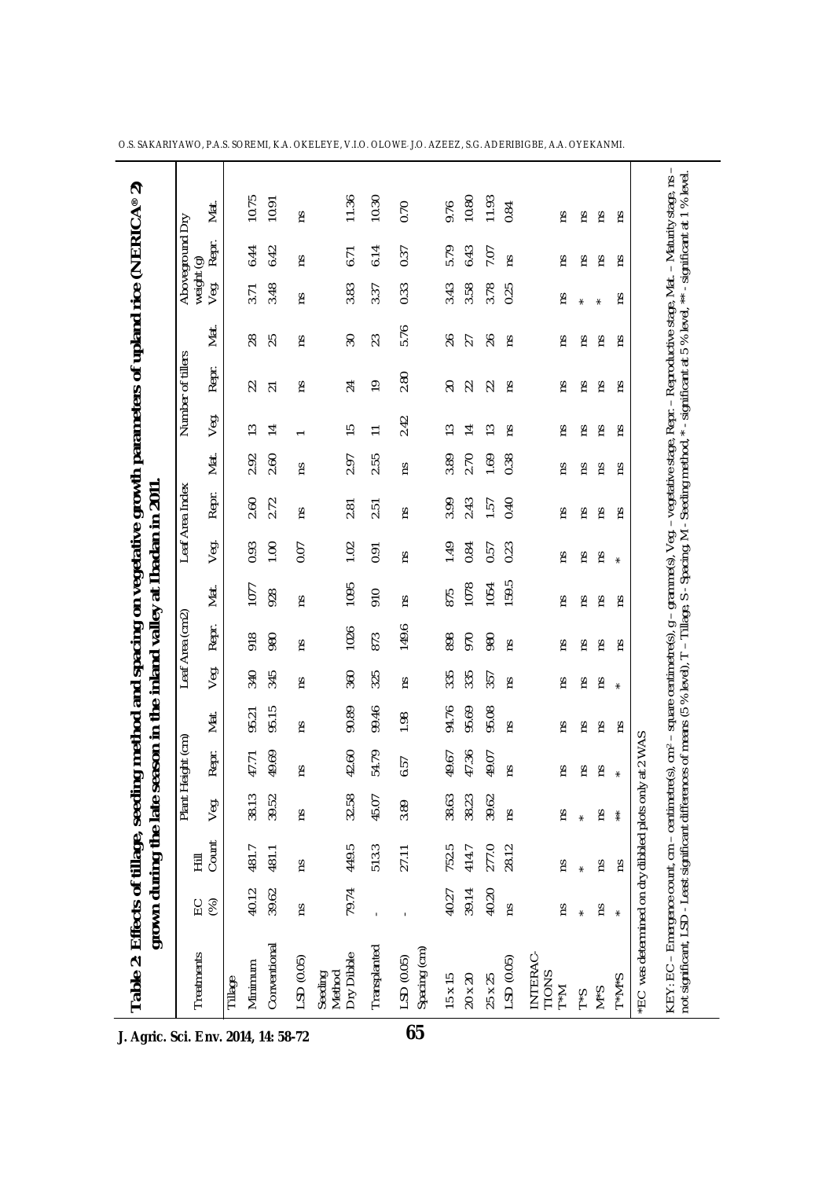**Table 2: Effects of tillage, seeding method and spacing on vegetative growth parameters of upland rice (NERICA® 2) grown during the late season in the inland valley at Ibadan in 2011.**

| Treatments | EC (%) | Hill Count | Plant Height (cm) | | | Leaf Area (cm2) | | | Leaf Area Index | | | Number of tillers | | | Aboveground Dry weight (g) | | |
|---|---|---|---|---|---|---|---|---|---|---|---|---|---|---|---|---|---|
| | | | Veg. | Repr. | Mat. | Veg. | Repr. | Mat. | Veg. | Repr. | Mat. | Veg. | Repr. | Mat. | Veg. | Repr. | Mat. |
| Tillage | | | | | | | | | | | | | | | | | |
| Minimum | 40.12 | 481.7 | 38.13 | 47.71 | 95.21 | 340 | 918 | 1077 | 0.93 | 2.60 | 2.92 | 13 | 22 | 28 | 3.71 | 6.44 | 10.75 |
| Conventional | 39.62 | 481.1 | 39.52 | 49.69 | 95.15 | 345 | 980 | 928 | 1.00 | 2.72 | 2.60 | 14 | 21 | 25 | 3.48 | 6.42 | 10.91 |
| LSD (0.05) | ns | ns | ns | ns | ns | ns | ns | ns | 0.07 | ns | ns | 1 | ns | ns | ns | ns | ns |
| Seeding Method | | | | | | | | | | | | | | | | | |
| Dry Dibble | 79.74 | 449.5 | 32.58 | 42.60 | 90.89 | 360 | 1026 | 1095 | 1.02 | 2.81 | 2.97 | 15 | 24 | 30 | 3.83 | 6.71 | 11.36 |
| Transplanted | - | 513.3 | 45.07 | 54.79 | 99.46 | 325 | 873 | 910 | 0.91 | 2.51 | 2.55 | 11 | 19 | 23 | 3.37 | 6.14 | 10.30 |
| LSD (0.05) | - | 27.11 | 3.89 | 6.57 | 1.98 | ns | 149.6 | ns | ns | ns | ns | 2.42 | 2.80 | 5.76 | 0.33 | 0.37 | 0.70 |
| Spacing (cm) | | | | | | | | | | | | | | | | | |
| 15 x 15 | 40.27 | 752.5 | 38.63 | 49.67 | 94.76 | 335 | 898 | 875 | 1.49 | 3.99 | 3.89 | 13 | 20 | 26 | 3.43 | 5.79 | 9.76 |
| 20 x 20 | 39.14 | 414.7 | 38.23 | 47.36 | 95.69 | 335 | 970 | 1078 | 0.84 | 2.43 | 2.70 | 14 | 22 | 27 | 3.58 | 6.43 | 10.80 |
| 25 x 25 | 40.20 | 277.0 | 39.62 | 49.07 | 95.08 | 357 | 980 | 1064 | 0.57 | 1.57 | 1.69 | 13 | 22 | 26 | 3.78 | 7.07 | 11.93 |
| LSD (0.05) | ns | 28.12 | ns | ns | ns | ns | ns | 159.5 | 0.23 | 0.40 | 0.38 | ns | ns | ns | 0.25 | ns | 0.84 |
| INTERACTIONS | | | | | | | | | | | | | | | | | |
| T*M | ns | ns | ns | ns | ns | ns | ns | ns | ns | ns | ns | ns | ns | ns | ns | ns | ns |
| T*S | * | * | * | ns | ns | ns | ns | ns | ns | ns | ns | ns | ns | ns | * | ns | ns |
| M*S | ns | ns | ns | ns | ns | ns | ns | ns | ns | ns | ns | ns | ns | ns | * | ns | ns |
| T*M*S | * | ns | ** | * | ns | * | ns | ns | * | ns | ns | ns | ns | ns | ns | ns | ns |

*EC was determined on dry dibbled plots only at 2 WAS

KEY: EC – Emergence count, cm – centimetre(s), cm² – square centimetre(s), g – gramme(s), Veg. – vegetative stage, Repr. – Reproductive stage, Mat. – Maturity stage, ns – not significant, LSD - Least significant differences of means (5 % level), T – Tillage, S - Spacing, M - Seeding method, * - significant at 5 % level, ** - significant at 1 % level.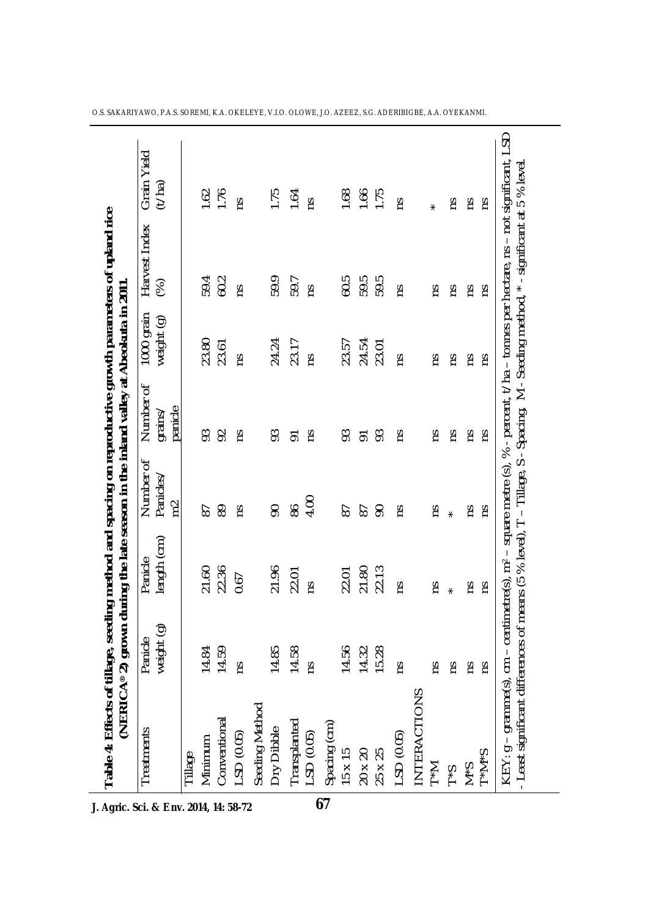**Table 4: Effects of tillage, seeding method and spacing on reproductive growth parameters of upland rice (NERICA® 2) grown during the late season in the inland valley at Abeokuta in 2011.**

| Treatments | Panicle weight (g) | Panicle length (cm) | Number of Panicles/ m2 | Number of grains/ panicle | 1000 grain weight (g) | Harvest Index (%) | Grain Yield (t/ha) |
|---|---|---|---|---|---|---|---|
| Tillage | | | | | | | |
| Minimum | 14.84 | 21.60 | 87 | 93 | 23.80 | 59.4 | 1.62 |
| Conventional | 14.59 | 22.36 | 89 | 92 | 23.61 | 60.2 | 1.76 |
| LSD (0.05) | ns | 0.67 | ns | ns | ns | ns | ns |
| Seeding Method | | | | | | | |
| Dry Dibble | 14.85 | 21.96 | 90 | 93 | 24.24 | 59.9 | 1.75 |
| Transplanted | 14.58 | 22.01 | 86 | 91 | 23.17 | 59.7 | 1.64 |
| LSD (0.05) | ns | ns | 4.00 | ns | ns | ns | ns |
| Spacing (cm) | | | | | | | |
| 15 x 15 | 14.56 | 22.01 | 87 | 93 | 23.57 | 60.5 | 1.68 |
| 20 x 20 | 14.32 | 21.80 | 87 | 91 | 24.54 | 59.5 | 1.66 |
| 25 x 25 | 15.28 | 22.13 | 90 | 93 | 23.01 | 59.5 | 1.75 |
| LSD (0.05) | ns | ns | ns | ns | ns | ns | ns |
| INTERACTIONS | | | | | | | |
| T*M | ns | ns | ns | ns | ns | ns | * |
| T*S | ns | * | * | ns | ns | ns | ns |
| M*S | ns | ns | ns | ns | ns | ns | ns |
| T*M*S | ns | ns | ns | ns | ns | ns | ns |

KEY: g – gramme(s), cm – centimetre(s), $m^2$ – square metre (s), % - percent, t/ha – tonnes per hectare, ns – not significant, LSD - Least significant differences of means (5 % level), T – Tillage, S - Spacing, M - Seeding method, * - significant at 5 % level.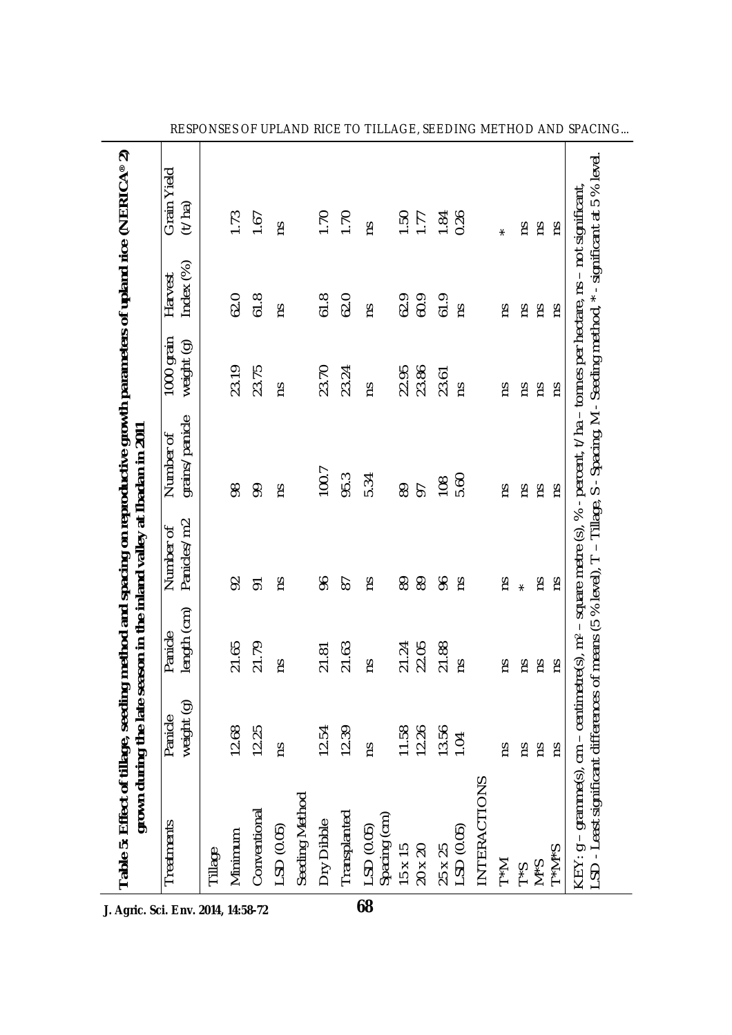**Table 5: Effect of tillage, seeding method and spacing on reproductive growth parameters of upland rice (NERICA® 2) grown during the late season in the inland valley at Ibadan in 2011**

| Treatments | Panicle weight (g) | Panicle length (cm) | Number of Panicles/ m2 | Number of grains/ panicle | 1000 grain weight (g) | Harvest Index (%) | Grain Yield (t/ ha) |
|---|---|---|---|---|---|---|---|
| Tillage | | | | | | | |
| Minimum | 12.68 | 21.65 | 92 | 98 | 23.19 | 62.0 | 1.73 |
| Conventional | 12.25 | 21.79 | 91 | 99 | 23.75 | 61.8 | 1.67 |
| LSD (0.05) | ns | ns | ns | ns | ns | ns | ns |
| Seeding Method | | | | | | | |
| Dry Dibble | 12.54 | 21.81 | 96 | 100.7 | 23.70 | 61.8 | 1.70 |
| Transplanted | 12.39 | 21.63 | 87 | 95.3 | 23.24 | 62.0 | 1.70 |
| LSD (0.05) | ns | ns | ns | 5.34 | ns | ns | ns |
| Spacing (cm) | | | | | | | |
| 15 x 15 | 11.58 | 21.24 | 89 | 89 | 22.95 | 62.9 | 1.50 |
| 20 x 20 | 12.26 | 22.05 | 89 | 97 | 23.86 | 60.9 | 1.77 |
| 25 x 25 | 13.56 | 21.88 | 96 | 108 | 23.61 | 61.9 | 1.84 |
| LSD (0.05) | 1.04 | ns | ns | 5.60 | ns | ns | 0.26 |
| INTERACTIONS | | | | | | | |
| T*M | ns | ns | ns | ns | ns | ns | * |
| T*S | ns | ns | * | ns | ns | ns | ns |
| M*S | ns | ns | ns | ns | ns | ns | ns |
| T*M*S | ns | ns | ns | ns | ns | ns | ns |

KEY: g – gramme(s), cm – centimetre(s), $m^2$ – square metre (s), % - percent, t/ ha – tonnes per hectare, ns – not significant, LSD - Least significant differences of means (5 % level), T – Tillage, S - Spacing, M - Seeding method, * - significant at 5 % level.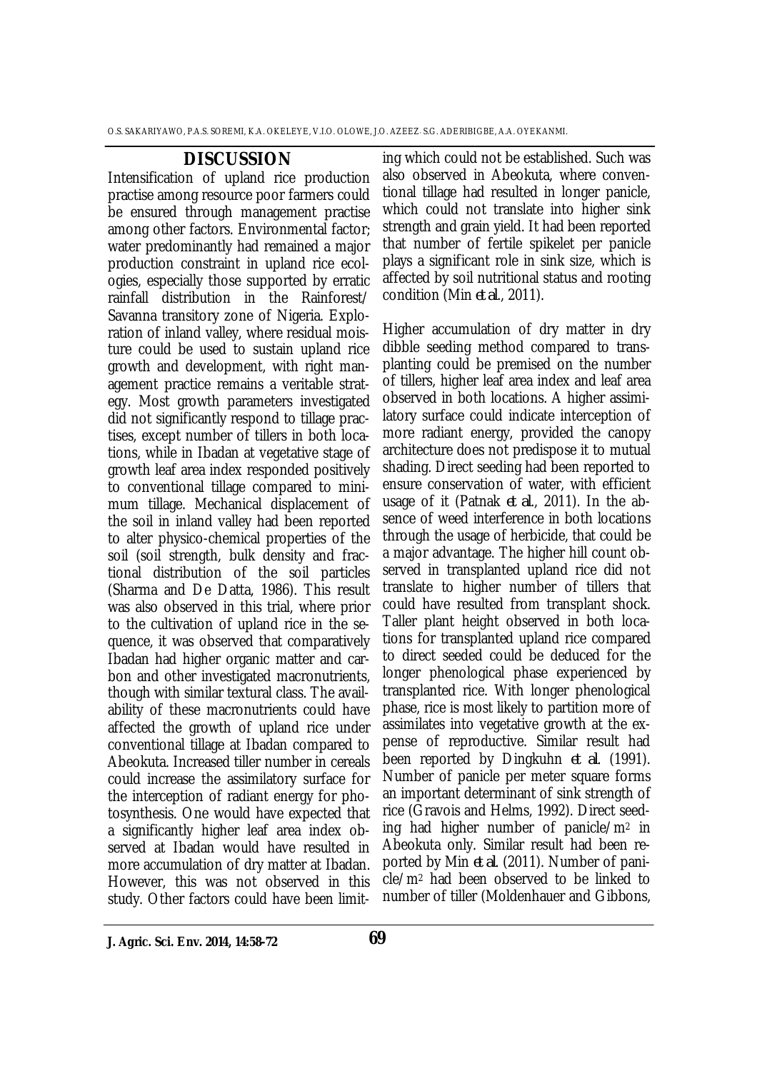## DISCUSSION

Intensification of upland rice production practise among resource poor farmers could be ensured through management practise among other factors. Environmental factor; water predominantly had remained a major production constraint in upland rice ecologies, especially those supported by erratic rainfall distribution in the Rainforest/ Savanna transitory zone of Nigeria. Exploration of inland valley, where residual moisture could be used to sustain upland rice growth and development, with right management practice remains a veritable strategy. Most growth parameters investigated did not significantly respond to tillage practises, except number of tillers in both locations, while in Ibadan at vegetative stage of growth leaf area index responded positively to conventional tillage compared to minimum tillage. Mechanical displacement of the soil in inland valley had been reported to alter physico-chemical properties of the soil (soil strength, bulk density and fractional distribution of the soil particles (Sharma and De Datta, 1986). This result was also observed in this trial, where prior to the cultivation of upland rice in the sequence, it was observed that comparatively Ibadan had higher organic matter and carbon and other investigated macronutrients, though with similar textural class. The availability of these macronutrients could have affected the growth of upland rice under conventional tillage at Ibadan compared to Abeokuta. Increased tiller number in cereals could increase the assimilatory surface for the interception of radiant energy for photosynthesis. One would have expected that a significantly higher leaf area index observed at Ibadan would have resulted in more accumulation of dry matter at Ibadan. However, this was not observed in this study. Other factors could have been limiting which could not be established. Such was also observed in Abeokuta, where conventional tillage had resulted in longer panicle, which could not translate into higher sink strength and grain yield. It had been reported that number of fertile spikelet per panicle plays a significant role in sink size, which is affected by soil nutritional status and rooting condition (Min *et al.*, 2011).

Higher accumulation of dry matter in dry dibble seeding method compared to transplanting could be premised on the number of tillers, higher leaf area index and leaf area observed in both locations. A higher assimilatory surface could indicate interception of more radiant energy, provided the canopy architecture does not predispose it to mutual shading. Direct seeding had been reported to ensure conservation of water, with efficient usage of it (Patnak *et al.*, 2011). In the absence of weed interference in both locations through the usage of herbicide, that could be a major advantage. The higher hill count observed in transplanted upland rice did not translate to higher number of tillers that could have resulted from transplant shock. Taller plant height observed in both locations for transplanted upland rice compared to direct seeded could be deduced for the longer phenological phase experienced by transplanted rice. With longer phenological phase, rice is most likely to partition more of assimilates into vegetative growth at the expense of reproductive. Similar result had been reported by Dingkuhn *et al.* (1991). Number of panicle per meter square forms an important determinant of sink strength of rice (Gravois and Helms, 1992). Direct seeding had higher number of panicle/$m^2$ in Abeokuta only. Similar result had been reported by Min *et al.* (2011). Number of panicle/$m^2$ had been observed to be linked to number of tiller (Moldenhauer and Gibbons,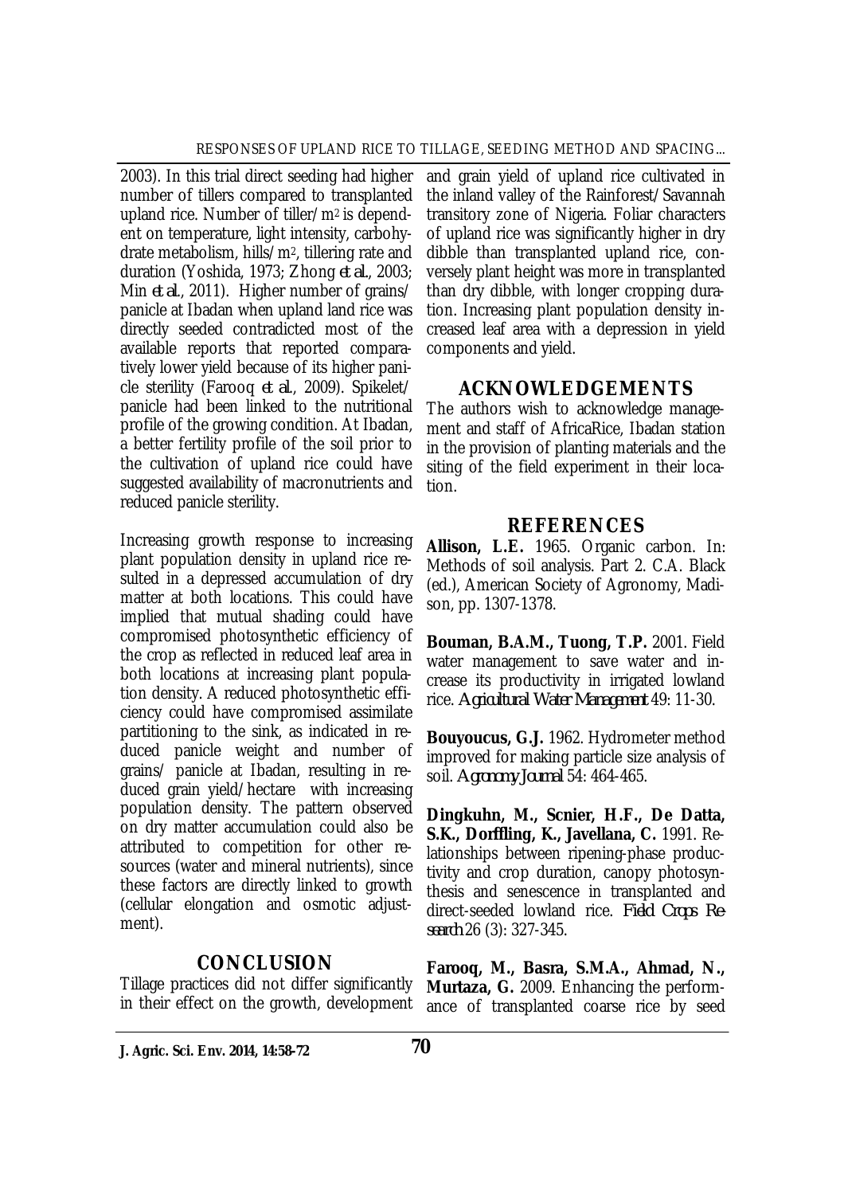2003). In this trial direct seeding had higher number of tillers compared to transplanted upland rice. Number of tiller/$m^2$ is dependent on temperature, light intensity, carbohydrate metabolism, hills/$m^2$, tillering rate and duration (Yoshida, 1973; Zhong *et al.*, 2003; Min *et al.*, 2011). Higher number of grains/panicle at Ibadan when upland land rice was directly seeded contradicted most of the available reports that reported comparatively lower yield because of its higher panicle sterility (Farooq *et al.*, 2009). Spikelet/panicle had been linked to the nutritional profile of the growing condition. At Ibadan, a better fertility profile of the soil prior to the cultivation of upland rice could have suggested availability of macronutrients and reduced panicle sterility.

Increasing growth response to increasing plant population density in upland rice resulted in a depressed accumulation of dry matter at both locations. This could have implied that mutual shading could have compromised photosynthetic efficiency of the crop as reflected in reduced leaf area in both locations at increasing plant population density. A reduced photosynthetic efficiency could have compromised assimilate partitioning to the sink, as indicated in reduced panicle weight and number of grains/ panicle at Ibadan, resulting in reduced grain yield/hectare with increasing population density. The pattern observed on dry matter accumulation could also be attributed to competition for other resources (water and mineral nutrients), since these factors are directly linked to growth (cellular elongation and osmotic adjustment).

## CONCLUSION

Tillage practices did not differ significantly in their effect on the growth, development and grain yield of upland rice cultivated in the inland valley of the Rainforest/Savannah transitory zone of Nigeria. Foliar characters of upland rice was significantly higher in dry dibble than transplanted upland rice, conversely plant height was more in transplanted than dry dibble, with longer cropping duration. Increasing plant population density increased leaf area with a depression in yield components and yield.

## ACKNOWLEDGEMENTS

The authors wish to acknowledge management and staff of AfricaRice, Ibadan station in the provision of planting materials and the siting of the field experiment in their location.

## REFERENCES

**Allison, L.E.** 1965. Organic carbon. In: Methods of soil analysis. Part 2. C.A. Black (ed.), American Society of Agronomy, Madison, pp. 1307-1378.

**Bouman, B.A.M., Tuong, T.P.** 2001. Field water management to save water and increase its productivity in irrigated lowland rice. *Agricultural Water Management* 49: 11-30.

**Bouyoucus, G.J.** 1962. Hydrometer method improved for making particle size analysis of soil. *Agronomy Journal* 54: 464-465.

**Dingkuhn, M., Scnier, H.F., De Datta, S.K., Dorffling, K., Javellana, C.** 1991. Relationships between ripening-phase productivity and crop duration, canopy photosynthesis and senescence in transplanted and direct-seeded lowland rice. *Field Crops Research* 26 (3): 327-345.

**Farooq, M., Basra, S.M.A., Ahmad, N., Murtaza, G.** 2009. Enhancing the performance of transplanted coarse rice by seed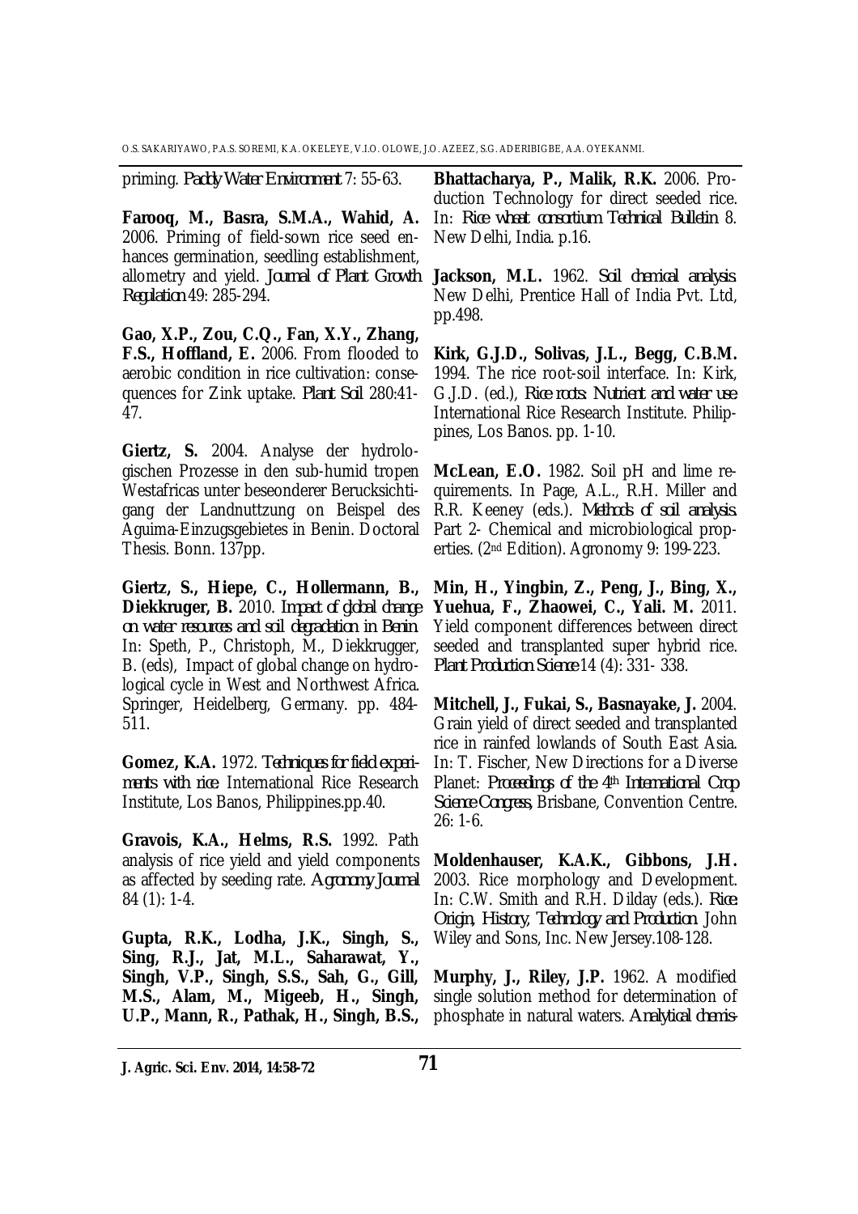priming. *Paddy Water Environment* 7: 55-63.

**Farooq, M., Basra, S.M.A., Wahid, A.** 2006. Priming of field-sown rice seed enhances germination, seedling establishment, allometry and yield. *Journal of Plant Growth Regulation* 49: 285-294.

**Gao, X.P., Zou, C.Q., Fan, X.Y., Zhang, F.S., Hoffland, E.** 2006. From flooded to aerobic condition in rice cultivation: consequences for Zink uptake. *Plant Soil* 280:41-47.

**Giertz, S.** 2004. Analyse der hydrologischen Prozesse in den sub-humid tropen Westafricas unter beseonderer Berucksichtigang der Landnuttzung on Beispel des Aguima-Einzugsgebietes in Benin. Doctoral Thesis. Bonn. 137pp.

**Giertz, S., Hiepe, C., Hollermann, B., Diekkruger, B.** 2010. *Impact of global change on water resources and soil degradation in Benin.* In: Speth, P., Christoph, M., Diekkrugger, B. (eds), Impact of global change on hydrological cycle in West and Northwest Africa. Springer, Heidelberg, Germany. pp. 484-511.

**Gomez, K.A.** 1972. *Techniques for field experiments with rice.* International Rice Research Institute, Los Banos, Philippines.pp.40.

**Gravois, K.A., Helms, R.S.** 1992. Path analysis of rice yield and yield components as affected by seeding rate. *Agronomy Journal* 84 (1): 1-4.

**Gupta, R.K., Lodha, J.K., Singh, S., Sing, R.J., Jat, M.L., Saharawat, Y., Singh, V.P., Singh, S.S., Sah, G., Gill, M.S., Alam, M., Migeeb, H., Singh, U.P., Mann, R., Pathak, H., Singh, B.S., Bhattacharya, P., Malik, R.K.** 2006. Production Technology for direct seeded rice. In: *Rice wheat consortium Technical Bulletin* 8. New Delhi, India. p.16.

**Jackson, M.L.** 1962. *Soil chemical analysis.* New Delhi, Prentice Hall of India Pvt. Ltd, pp.498.

**Kirk, G.J.D., Solivas, J.L., Begg, C.B.M.** 1994. The rice root-soil interface. In: Kirk, G.J.D. (ed.), *Rice roots: Nutrient and water use.* International Rice Research Institute. Philippines, Los Banos. pp. 1-10.

**McLean, E.O.** 1982. Soil pH and lime requirements. In Page, A.L., R.H. Miller and R.R. Keeney (eds.). *Methods of soil analysis.* Part 2- Chemical and microbiological properties. (2nd Edition). Agronomy 9: 199-223.

**Min, H., Yingbin, Z., Peng, J., Bing, X., Yuehua, F., Zhaowei, C., Yali. M.** 2011. Yield component differences between direct seeded and transplanted super hybrid rice. *Plant Production Science* 14 (4): 331- 338.

**Mitchell, J., Fukai, S., Basnayake, J.** 2004. Grain yield of direct seeded and transplanted rice in rainfed lowlands of South East Asia. In: T. Fischer, New Directions for a Diverse Planet: *Proceedings of the 4th International Crop Science Congress*, Brisbane, Convention Centre. 26: 1-6.

**Moldenhauser, K.A.K., Gibbons, J.H.** 2003. Rice morphology and Development. In: C.W. Smith and R.H. Dilday (eds.). *Rice: Origin, History, Technology and Production.* John Wiley and Sons, Inc. New Jersey.108-128.

**Murphy, J., Riley, J.P.** 1962. A modified single solution method for determination of phosphate in natural waters. *Analytical chemis-*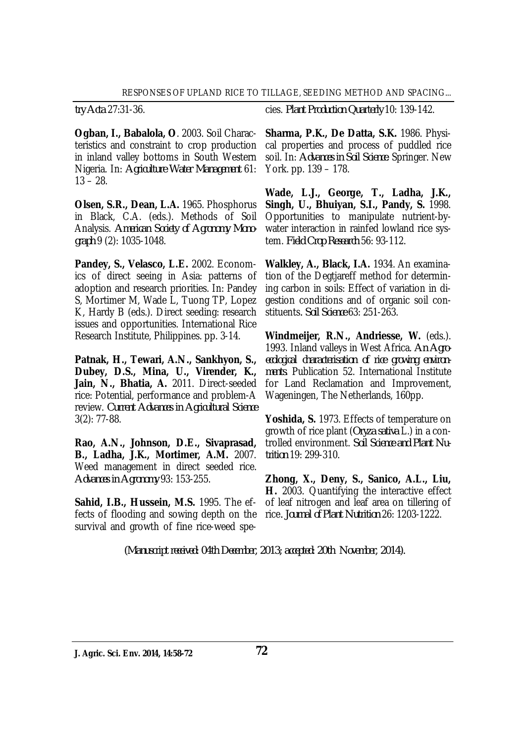*try Acta* 27:31-36.

**Ogban, I., Babalola, O**. 2003. Soil Characteristics and constraint to crop production in inland valley bottoms in South Western Nigeria. In: *Agriculture Water Management* 61: 13 – 28.

**Olsen, S.R., Dean, L.A.** 1965. Phosphorus in Black, C.A. (eds.). Methods of Soil Analysis. *American Society of Agronomy Monograph* 9 (2): 1035-1048.

**Pandey, S., Velasco, L.E.** 2002. Economics of direct seeing in Asia: patterns of adoption and research priorities. In: Pandey S, Mortimer M, Wade L, Tuong TP, Lopez K, Hardy B (eds.). Direct seeding: research issues and opportunities. International Rice Research Institute, Philippines. pp. 3-14.

**Patnak, H., Tewari, A.N., Sankhyon, S., Dubey, D.S., Mina, U., Virender, K., Jain, N., Bhatia, A.** 2011. Direct-seeded rice: Potential, performance and problem-A review. *Current Advances in Agricultural Science* 3(2): 77-88.

**Rao, A.N., Johnson, D.E., Sivaprasad, B., Ladha, J.K., Mortimer, A.M.** 2007. Weed management in direct seeded rice. *Advances in Agronomy* 93: 153-255.

**Sahid, I.B., Hussein, M.S.** 1995. The effects of flooding and sowing depth on the survival and growth of fine rice-weed species. *Plant Production Quarterly* 10: 139-142.

**Sharma, P.K., De Datta, S.K.** 1986. Physical properties and process of puddled rice soil. In: *Advances in Soil Science*. Springer. New York. pp. 139 – 178.

**Wade, L.J., George, T., Ladha, J.K., Singh, U., Bhuiyan, S.I., Pandy, S.** 1998. Opportunities to manipulate nutrient-by-water interaction in rainfed lowland rice system. *Field Crop Research* 56: 93-112.

**Walkley, A., Black, I.A.** 1934. An examination of the Degtjareff method for determining carbon in soils: Effect of variation in digestion conditions and of organic soil constituents. *Soil Science* 63: 251-263.

**Windmeijer, R.N., Andriesse, W.** (eds.). 1993. Inland valleys in West Africa. *An Agro-ecological characterisation of rice growing environments*. Publication 52. International Institute for Land Reclamation and Improvement, Wageningen, The Netherlands, 160pp.

**Yoshida, S.** 1973. Effects of temperature on growth of rice plant (*Oryza sativa* L.) in a controlled environment. *Soil Science and Plant Nutrition* 19: 299-310.

**Zhong, X., Deny, S., Sanico, A.L., Liu, H.** 2003. Quantifying the interactive effect of leaf nitrogen and leaf area on tillering of rice. *Journal of Plant Nutrition* 26: 1203-1222.

*(Manuscript received: 04th December, 2013; accepted: 20th November, 2014).*